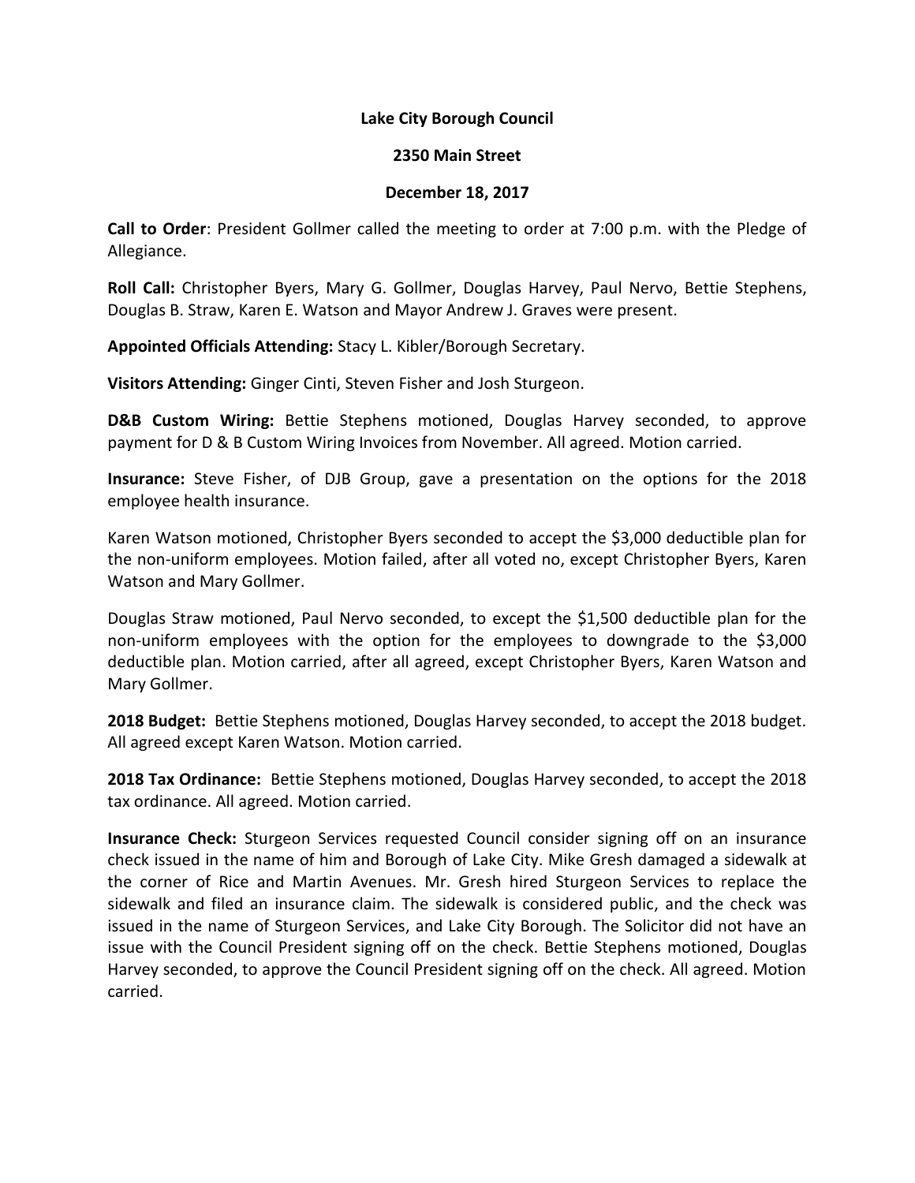**Lake City Borough Council**

**2350 Main Street**

**December 18, 2017**

**Call to Order**: President Gollmer called the meeting to order at 7:00 p.m. with the Pledge of Allegiance.

**Roll Call:** Christopher Byers, Mary G. Gollmer, Douglas Harvey, Paul Nervo, Bettie Stephens, Douglas B. Straw, Karen E. Watson and Mayor Andrew J. Graves were present.

**Appointed Officials Attending:** Stacy L. Kibler/Borough Secretary.

**Visitors Attending:** Ginger Cinti, Steven Fisher and Josh Sturgeon.

**D&B Custom Wiring:** Bettie Stephens motioned, Douglas Harvey seconded, to approve payment for D & B Custom Wiring Invoices from November. All agreed. Motion carried.

**Insurance:** Steve Fisher, of DJB Group, gave a presentation on the options for the 2018 employee health insurance.

Karen Watson motioned, Christopher Byers seconded to accept the $3,000 deductible plan for the non-uniform employees. Motion failed, after all voted no, except Christopher Byers, Karen Watson and Mary Gollmer.

Douglas Straw motioned, Paul Nervo seconded, to except the $1,500 deductible plan for the non-uniform employees with the option for the employees to downgrade to the $3,000 deductible plan. Motion carried, after all agreed, except Christopher Byers, Karen Watson and Mary Gollmer.

**2018 Budget:** Bettie Stephens motioned, Douglas Harvey seconded, to accept the 2018 budget. All agreed except Karen Watson. Motion carried.

**2018 Tax Ordinance:** Bettie Stephens motioned, Douglas Harvey seconded, to accept the 2018 tax ordinance. All agreed. Motion carried.

**Insurance Check:** Sturgeon Services requested Council consider signing off on an insurance check issued in the name of him and Borough of Lake City. Mike Gresh damaged a sidewalk at the corner of Rice and Martin Avenues. Mr. Gresh hired Sturgeon Services to replace the sidewalk and filed an insurance claim. The sidewalk is considered public, and the check was issued in the name of Sturgeon Services, and Lake City Borough. The Solicitor did not have an issue with the Council President signing off on the check. Bettie Stephens motioned, Douglas Harvey seconded, to approve the Council President signing off on the check. All agreed. Motion carried.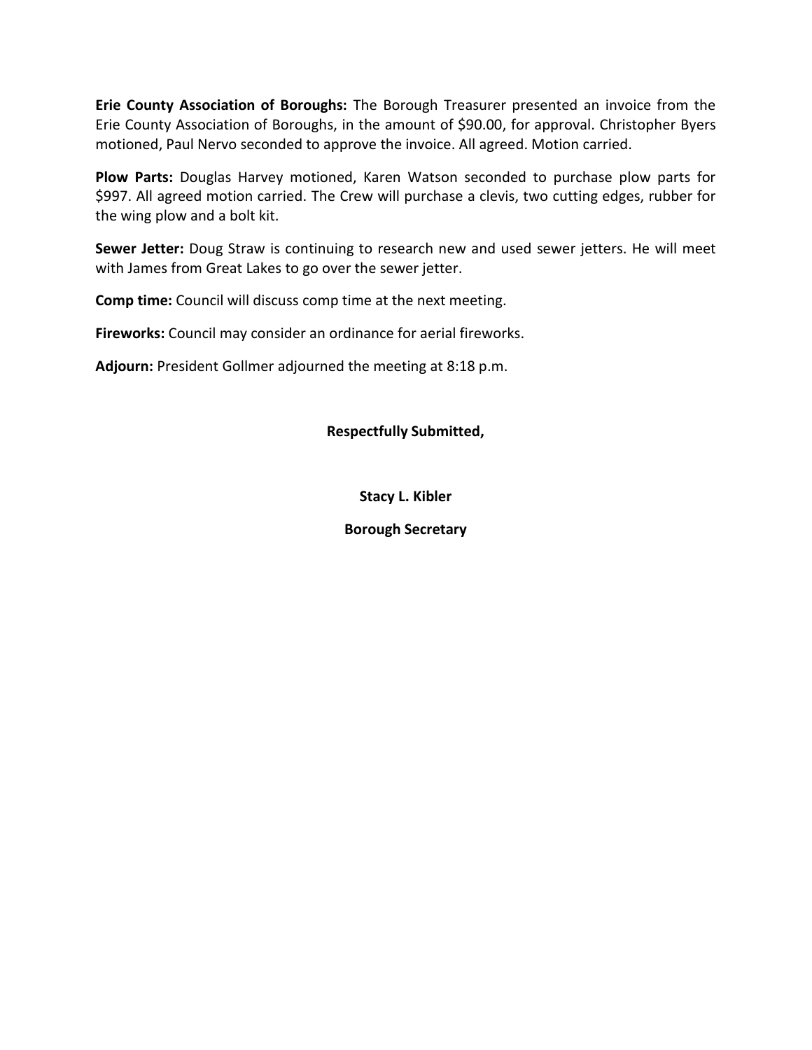**Erie County Association of Boroughs:** The Borough Treasurer presented an invoice from the Erie County Association of Boroughs, in the amount of $90.00, for approval. Christopher Byers motioned, Paul Nervo seconded to approve the invoice. All agreed. Motion carried.

**Plow Parts:** Douglas Harvey motioned, Karen Watson seconded to purchase plow parts for $997. All agreed motion carried. The Crew will purchase a clevis, two cutting edges, rubber for the wing plow and a bolt kit.

**Sewer Jetter:** Doug Straw is continuing to research new and used sewer jetters. He will meet with James from Great Lakes to go over the sewer jetter.

**Comp time:** Council will discuss comp time at the next meeting.

**Fireworks:** Council may consider an ordinance for aerial fireworks.

**Adjourn:** President Gollmer adjourned the meeting at 8:18 p.m.

**Respectfully Submitted,**

**Stacy L. Kibler**

**Borough Secretary**